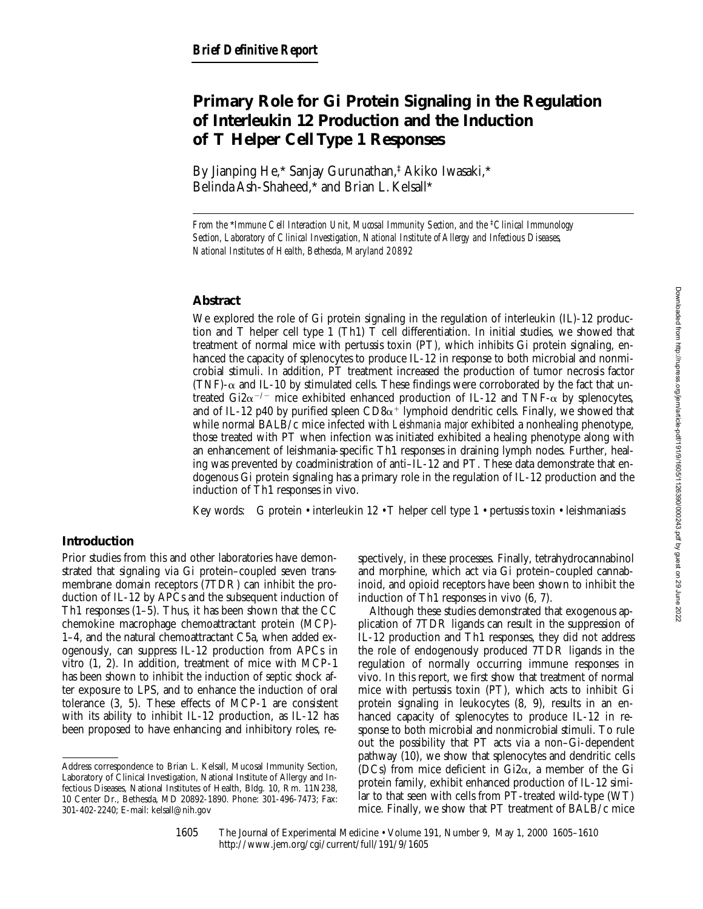*Brief Definitive Report*

# Primary Role for Gi Protein Signaling in the Regulation of Interleukin 12 Production and the Induction of T Helper Cell Type 1 Responses

By Jianping He,* Sanjay Gurunathan,‡ Akiko Iwasaki,* Belinda Ash-Shaheed,* and Brian L. Kelsall*

*From the \*Immune Cell Interaction Unit, Mucosal Immunity Section, and the ‡Clinical Immunology Section, Laboratory of Clinical Investigation, National Institute of Allergy and Infectious Diseases, National Institutes of Health, Bethesda, Maryland 20892*

## Abstract

We explored the role of Gi protein signaling in the regulation of interleukin (IL)-12 production and T helper cell type 1 (Th1) T cell differentiation. In initial studies, we showed that treatment of normal mice with pertussis toxin (PT), which inhibits Gi protein signaling, enhanced the capacity of splenocytes to produce IL-12 in response to both microbial and nonmicrobial stimuli. In addition, PT treatment increased the production of tumor necrosis factor (TNF)-α and IL-10 by stimulated cells. These findings were corroborated by the fact that untreated Gi2α$^{-/-}$ mice exhibited enhanced production of IL-12 and TNF-α by splenocytes, and of IL-12 p40 by purified spleen CD8α$^{+}$ lymphoid dendritic cells. Finally, we showed that while normal BALB/c mice infected with *Leishmania major* exhibited a nonhealing phenotype, those treated with PT when infection was initiated exhibited a healing phenotype along with an enhancement of leishmania-specific Th1 responses in draining lymph nodes. Further, healing was prevented by coadministration of anti–IL-12 and PT. These data demonstrate that endogenous Gi protein signaling has a primary role in the regulation of IL-12 production and the induction of Th1 responses in vivo.

Key words: G protein • interleukin 12 • T helper cell type 1 • pertussis toxin • leishmaniasis

## Introduction

Prior studies from this and other laboratories have demonstrated that signaling via Gi protein–coupled seven transmembrane domain receptors (7TDR) can inhibit the production of IL-12 by APCs and the subsequent induction of Th1 responses (1–5). Thus, it has been shown that the CC chemokine macrophage chemoattractant protein (MCP)-1–4, and the natural chemoattractant C5a, when added exogenously, can suppress IL-12 production from APCs in vitro (1, 2). In addition, treatment of mice with MCP-1 has been shown to inhibit the induction of septic shock after exposure to LPS, and to enhance the induction of oral tolerance (3, 5). These effects of MCP-1 are consistent with its ability to inhibit IL-12 production, as IL-12 has been proposed to have enhancing and inhibitory roles, respectively, in these processes. Finally, tetrahydrocannabinol and morphine, which act via Gi protein–coupled cannabinoid, and opioid receptors have been shown to inhibit the induction of Th1 responses in vivo (6, 7).

Although these studies demonstrated that exogenous application of 7TDR ligands can result in the suppression of IL-12 production and Th1 responses, they did not address the role of endogenously produced 7TDR ligands in the regulation of normally occurring immune responses in vivo. In this report, we first show that treatment of normal mice with pertussis toxin (PT), which acts to inhibit Gi protein signaling in leukocytes (8, 9), results in an enhanced capacity of splenocytes to produce IL-12 in response to both microbial and nonmicrobial stimuli. To rule out the possibility that PT acts via a non–Gi-dependent pathway (10), we show that splenocytes and dendritic cells (DCs) from mice deficient in Gi2α, a member of the Gi protein family, exhibit enhanced production of IL-12 similar to that seen with cells from PT-treated wild-type (WT) mice. Finally, we show that PT treatment of BALB/c mice

Address correspondence to Brian L. Kelsall, Mucosal Immunity Section, Laboratory of Clinical Investigation, National Institute of Allergy and Infectious Diseases, National Institutes of Health, Bldg. 10, Rm. 11N238, 10 Center Dr., Bethesda, MD 20892-1890. Phone: 301-496-7473; Fax: 301-402-2240; E-mail: kelsall@nih.gov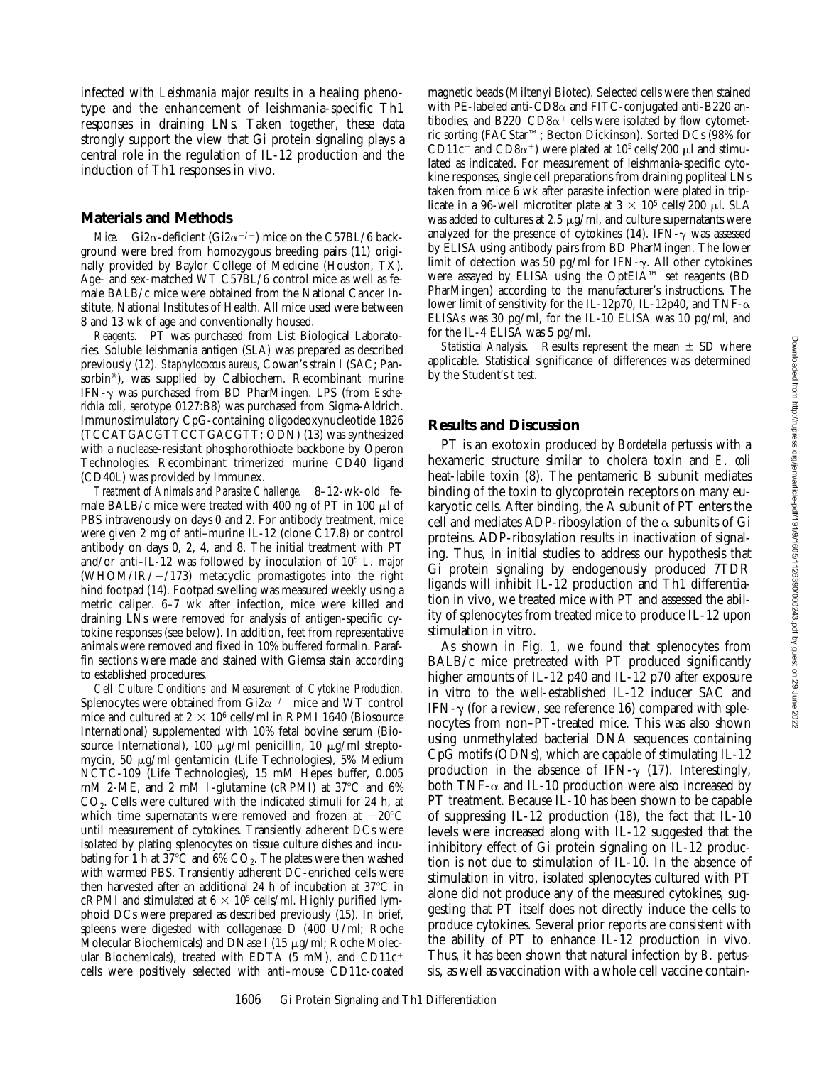infected with *Leishmania major* results in a healing phenotype and the enhancement of leishmania-specific Th1 responses in draining LNs. Taken together, these data strongly support the view that Gi protein signaling plays a central role in the regulation of IL-12 production and the induction of Th1 responses in vivo.

## Materials and Methods

*Mice.* Gi2α-deficient (Gi2α$^{-/-}$) mice on the C57BL/6 background were bred from homozygous breeding pairs (11) originally provided by Baylor College of Medicine (Houston, TX). Age- and sex-matched WT C57BL/6 control mice as well as female BALB/c mice were obtained from the National Cancer Institute, National Institutes of Health. All mice used were between 8 and 13 wk of age and conventionally housed.

*Reagents.* PT was purchased from List Biological Laboratories. Soluble leishmania antigen (SLA) was prepared as described previously (12). *Staphylococcus aureus*, Cowan's strain I (SAC; Pansorbin®), was supplied by Calbiochem. Recombinant murine IFN-γ was purchased from BD PharMingen. LPS (from *Escherichia coli*, serotype 0127:B8) was purchased from Sigma-Aldrich. Immunostimulatory CpG-containing oligodeoxynucleotide 1826 (TCCATGACGTTCCTGACGTT; ODN) (13) was synthesized with a nuclease-resistant phosphorothioate backbone by Operon Technologies. Recombinant trimerized murine CD40 ligand (CD40L) was provided by Immunex.

*Treatment of Animals and Parasite Challenge.* 8–12-wk-old female BALB/c mice were treated with 400 ng of PT in 100 μl of PBS intravenously on days 0 and 2. For antibody treatment, mice were given 2 mg of anti–murine IL-12 (clone C17.8) or control antibody on days 0, 2, 4, and 8. The initial treatment with PT and/or anti–IL-12 was followed by inoculation of $10^5$ *L. major* (WHOM/IR/−/173) metacyclic promastigotes into the right hind footpad (14). Footpad swelling was measured weekly using a metric caliper. 6–7 wk after infection, mice were killed and draining LNs were removed for analysis of antigen-specific cytokine responses (see below). In addition, feet from representative animals were removed and fixed in 10% buffered formalin. Paraffin sections were made and stained with Giemsa stain according to established procedures.

*Cell Culture Conditions and Measurement of Cytokine Production.* Splenocytes were obtained from Gi2α$^{-/-}$ mice and WT control mice and cultured at $2 \times 10^6$ cells/ml in RPMI 1640 (Biosource International) supplemented with 10% fetal bovine serum (Biosource International), 100 μg/ml penicillin, 10 μg/ml streptomycin, 50 μg/ml gentamicin (Life Technologies), 5% Medium NCTC-109 (Life Technologies), 15 mM Hepes buffer, 0.005 mM 2-ME, and 2 mM L-glutamine (cRPMI) at 37°C and 6% $CO_2$. Cells were cultured with the indicated stimuli for 24 h, at which time supernatants were removed and frozen at −20°C until measurement of cytokines. Transiently adherent DCs were isolated by plating splenocytes on tissue culture dishes and incubating for 1 h at 37°C and 6% $CO_2$. The plates were then washed with warmed PBS. Transiently adherent DC-enriched cells were then harvested after an additional 24 h of incubation at 37°C in cRPMI and stimulated at $6 \times 10^5$ cells/ml. Highly purified lymphoid DCs were prepared as described previously (15). In brief, spleens were digested with collagenase D (400 U/ml; Roche Molecular Biochemicals) and DNase I (15 μg/ml; Roche Molecular Biochemicals), treated with EDTA (5 mM), and CD11c$^+$ cells were positively selected with anti–mouse CD11c-coated magnetic beads (Miltenyi Biotec). Selected cells were then stained with PE-labeled anti-CD8α and FITC-conjugated anti-B220 antibodies, and B220$^-$CD8α$^+$ cells were isolated by flow cytometric sorting (FACStar™; Becton Dickinson). Sorted DCs (98% for CD11c$^+$ and CD8α$^+$) were plated at $10^5$ cells/200 μl and stimulated as indicated. For measurement of leishmania-specific cytokine responses, single cell preparations from draining popliteal LNs taken from mice 6 wk after parasite infection were plated in triplicate in a 96-well microtiter plate at $3 \times 10^5$ cells/200 μl. SLA was added to cultures at 2.5 μg/ml, and culture supernatants were analyzed for the presence of cytokines (14). IFN-γ was assessed by ELISA using antibody pairs from BD PharMingen. The lower limit of detection was 50 pg/ml for IFN-γ. All other cytokines were assayed by ELISA using the OptEIA™ set reagents (BD PharMingen) according to the manufacturer's instructions. The lower limit of sensitivity for the IL-12p70, IL-12p40, and TNF-α ELISAs was 30 pg/ml, for the IL-10 ELISA was 10 pg/ml, and for the IL-4 ELISA was 5 pg/ml.

*Statistical Analysis.* Results represent the mean ± SD where applicable. Statistical significance of differences was determined by the Student's *t* test.

## Results and Discussion

PT is an exotoxin produced by *Bordetella pertussis* with a hexameric structure similar to cholera toxin and *E. coli* heat-labile toxin (8). The pentameric B subunit mediates binding of the toxin to glycoprotein receptors on many eukaryotic cells. After binding, the A subunit of PT enters the cell and mediates ADP-ribosylation of the α subunits of Gi proteins. ADP-ribosylation results in inactivation of signaling. Thus, in initial studies to address our hypothesis that Gi protein signaling by endogenously produced 7TDR ligands will inhibit IL-12 production and Th1 differentiation in vivo, we treated mice with PT and assessed the ability of splenocytes from treated mice to produce IL-12 upon stimulation in vitro.

As shown in Fig. 1, we found that splenocytes from BALB/c mice pretreated with PT produced significantly higher amounts of IL-12 p40 and IL-12 p70 after exposure in vitro to the well-established IL-12 inducer SAC and IFN-γ (for a review, see reference 16) compared with splenocytes from non–PT-treated mice. This was also shown using unmethylated bacterial DNA sequences containing CpG motifs (ODNs), which are capable of stimulating IL-12 production in the absence of IFN-γ (17). Interestingly, both TNF-α and IL-10 production were also increased by PT treatment. Because IL-10 has been shown to be capable of suppressing IL-12 production (18), the fact that IL-10 levels were increased along with IL-12 suggested that the inhibitory effect of Gi protein signaling on IL-12 production is not due to stimulation of IL-10. In the absence of stimulation in vitro, isolated splenocytes cultured with PT alone did not produce any of the measured cytokines, suggesting that PT itself does not directly induce the cells to produce cytokines. Several prior reports are consistent with the ability of PT to enhance IL-12 production in vivo. Thus, it has been shown that natural infection by *B. pertussis*, as well as vaccination with a whole cell vaccine contain-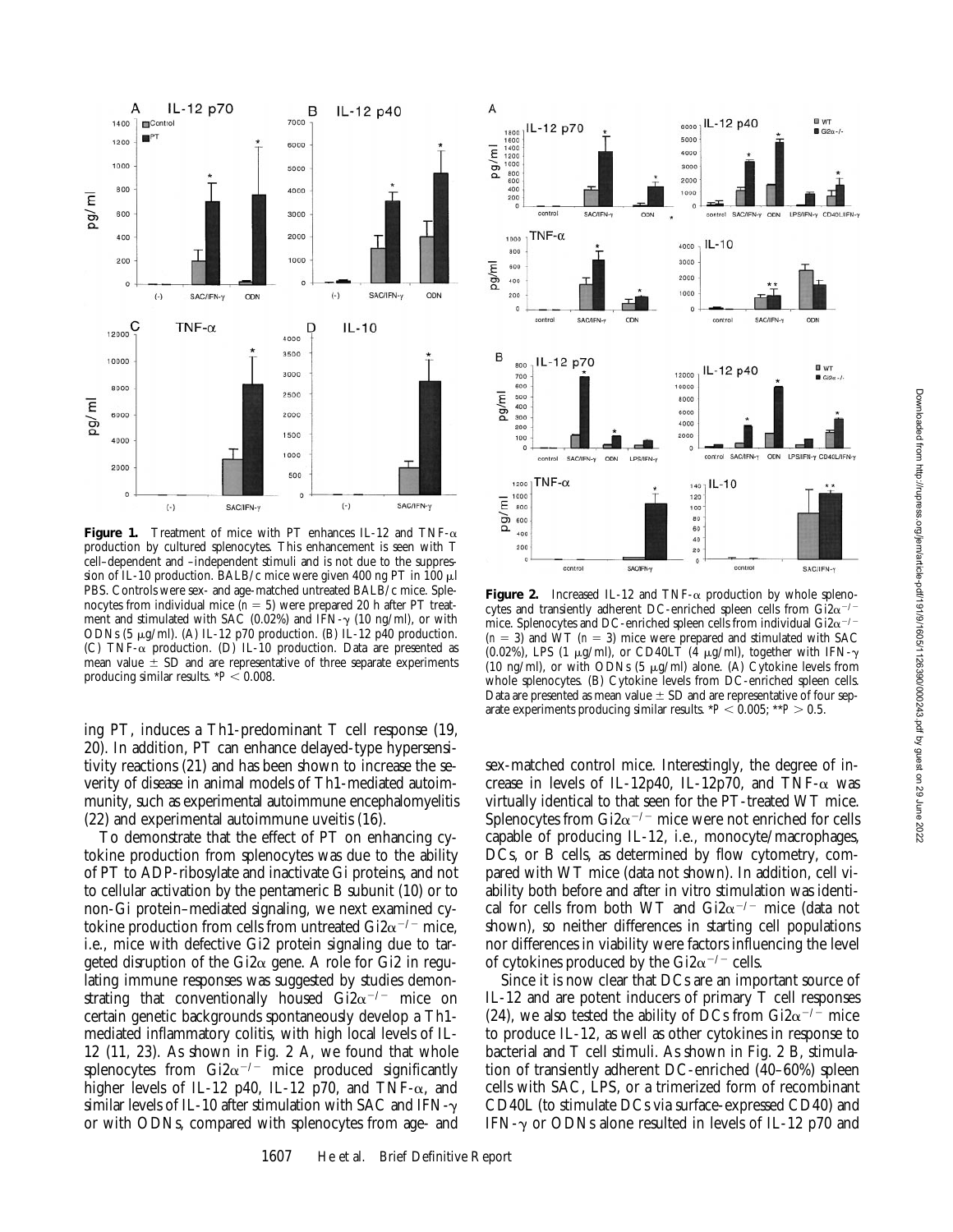**Figure 1.** Treatment of mice with PT enhances IL-12 and TNF-α production by cultured splenocytes. This enhancement is seen with T cell–dependent and –independent stimuli and is not due to the suppression of IL-10 production. BALB/c mice were given 400 ng PT in 100 μl PBS. Controls were sex- and age-matched untreated BALB/c mice. Splenocytes from individual mice ($n = 5$) were prepared 20 h after PT treatment and stimulated with SAC (0.02%) and IFN-γ (10 ng/ml), or with ODNs (5 μg/ml). (A) IL-12 p70 production. (B) IL-12 p40 production. (C) TNF-α production. (D) IL-10 production. Data are presented as mean value ± SD and are representative of three separate experiments producing similar results. *$P < 0.008$.

**Figure 2.** Increased IL-12 and TNF-α production by whole splenocytes and transiently adherent DC-enriched spleen cells from Gi2α$^{-/-}$ mice. Splenocytes and DC-enriched spleen cells from individual Gi2α$^{-/-}$ ($n = 3$) and WT ($n = 3$) mice were prepared and stimulated with SAC (0.02%), LPS (1 μg/ml), or CD40LT (4 μg/ml), together with IFN-γ (10 ng/ml), or with ODNs (5 μg/ml) alone. (A) Cytokine levels from whole splenocytes. (B) Cytokine levels from DC-enriched spleen cells. Data are presented as mean value ± SD and are representative of four separate experiments producing similar results. *$P < 0.005$; **$P > 0.5$.

ing PT, induces a Th1-predominant T cell response (19, 20). In addition, PT can enhance delayed-type hypersensitivity reactions (21) and has been shown to increase the severity of disease in animal models of Th1-mediated autoimmunity, such as experimental autoimmune encephalomyelitis (22) and experimental autoimmune uveitis (16).

To demonstrate that the effect of PT on enhancing cytokine production from splenocytes was due to the ability of PT to ADP-ribosylate and inactivate Gi proteins, and not to cellular activation by the pentameric B subunit (10) or to non-Gi protein–mediated signaling, we next examined cytokine production from cells from untreated Gi2α$^{-/-}$ mice, i.e., mice with defective Gi2 protein signaling due to targeted disruption of the Gi2α gene. A role for Gi2 in regulating immune responses was suggested by studies demonstrating that conventionally housed Gi2α$^{-/-}$ mice on certain genetic backgrounds spontaneously develop a Th1-mediated inflammatory colitis, with high local levels of IL-12 (11, 23). As shown in Fig. 2 A, we found that whole splenocytes from Gi2α$^{-/-}$ mice produced significantly higher levels of IL-12 p40, IL-12 p70, and TNF-α, and similar levels of IL-10 after stimulation with SAC and IFN-γ or with ODNs, compared with splenocytes from age- and sex-matched control mice. Interestingly, the degree of increase in levels of IL-12p40, IL-12p70, and TNF-α was virtually identical to that seen for the PT-treated WT mice. Splenocytes from Gi2α$^{-/-}$ mice were not enriched for cells capable of producing IL-12, i.e., monocyte/macrophages, DCs, or B cells, as determined by flow cytometry, compared with WT mice (data not shown). In addition, cell viability both before and after in vitro stimulation was identical for cells from both WT and Gi2α$^{-/-}$ mice (data not shown), so neither differences in starting cell populations nor differences in viability were factors influencing the level of cytokines produced by the Gi2α$^{-/-}$ cells.

Since it is now clear that DCs are an important source of IL-12 and are potent inducers of primary T cell responses (24), we also tested the ability of DCs from Gi2α$^{-/-}$ mice to produce IL-12, as well as other cytokines in response to bacterial and T cell stimuli. As shown in Fig. 2 B, stimulation of transiently adherent DC-enriched (40–60%) spleen cells with SAC, LPS, or a trimerized form of recombinant CD40L (to stimulate DCs via surface-expressed CD40) and IFN-γ or ODNs alone resulted in levels of IL-12 p70 and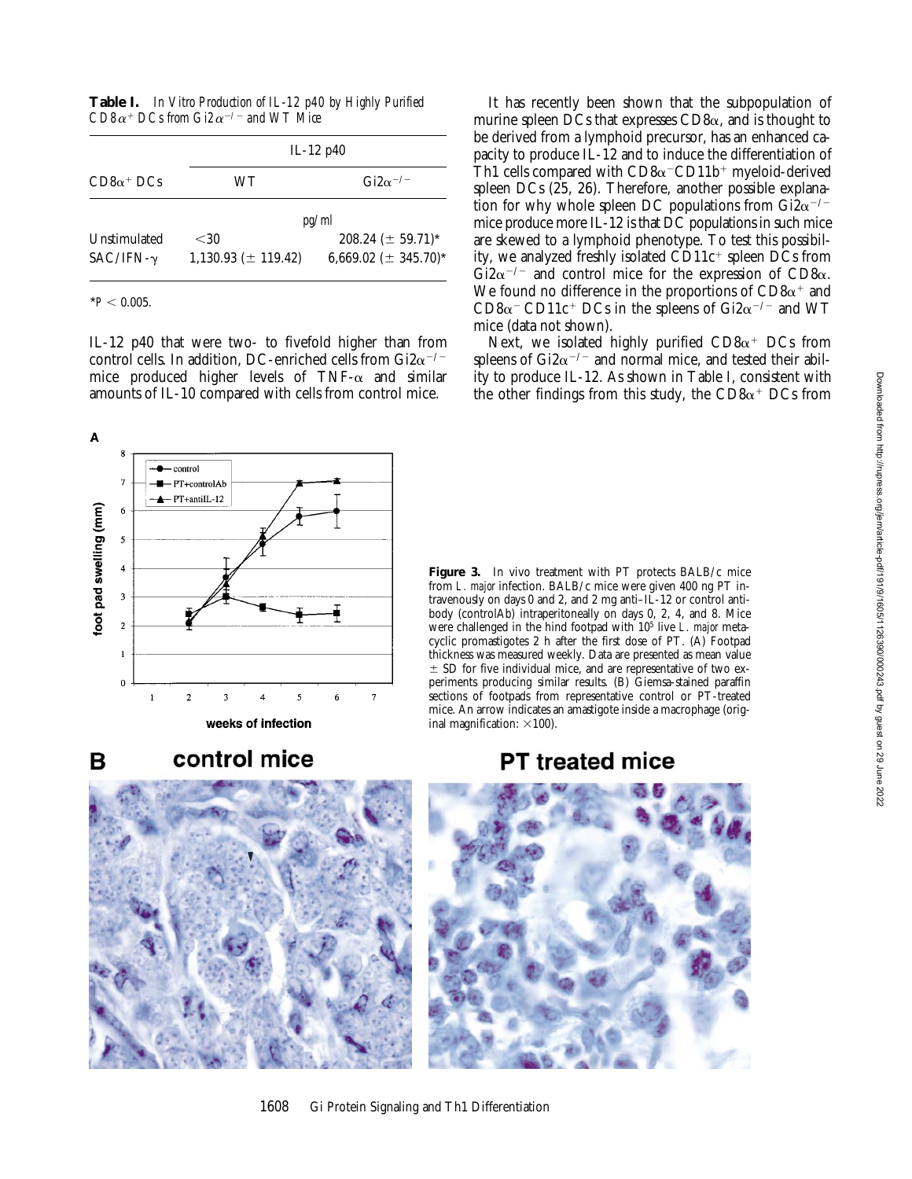**Table I.** *In Vitro Production of IL-12 p40 by Highly Purified CD8α⁺ DCs from Gi2α⁻/⁻ and WT Mice*

| CD8α⁺ DCs | IL-12 p40 | |
|---|---|---|
| | WT | Gi2α⁻/⁻ |
| | pg/ml | |
| Unstimulated | <30 | 208.24 (± 59.71)* |
| SAC/IFN-γ | 1,130.93 (± 119.42) | 6,669.02 (± 345.70)* |

*$P < 0.005$.

IL-12 p40 that were two- to fivefold higher than from control cells. In addition, DC-enriched cells from Gi2α⁻/⁻ mice produced higher levels of TNF-α and similar amounts of IL-10 compared with cells from control mice.

It has recently been shown that the subpopulation of murine spleen DCs that expresses CD8α, and is thought to be derived from a lymphoid precursor, has an enhanced capacity to produce IL-12 and to induce the differentiation of Th1 cells compared with CD8α⁻CD11b⁺ myeloid-derived spleen DCs (25, 26). Therefore, another possible explanation for why whole spleen DC populations from Gi2α⁻/⁻ mice produce more IL-12 is that DC populations in such mice are skewed to a lymphoid phenotype. To test this possibility, we analyzed freshly isolated CD11c⁺ spleen DCs from Gi2α⁻/⁻ and control mice for the expression of CD8α. We found no difference in the proportions of CD8α⁺ and CD8α⁻ CD11c⁺ DCs in the spleens of Gi2α⁻/⁻ and WT mice (data not shown).

Next, we isolated highly purified CD8α⁺ DCs from spleens of Gi2α⁻/⁻ and normal mice, and tested their ability to produce IL-12. As shown in Table I, consistent with the other findings from this study, the CD8α⁺ DCs from

**Figure 3.** In vivo treatment with PT protects BALB/c mice from *L. major* infection. BALB/c mice were given 400 ng PT intravenously on days 0 and 2, and 2 mg anti–IL-12 or control antibody (controlAb) intraperitoneally on days 0, 2, 4, and 8. Mice were challenged in the hind footpad with $10^5$ live *L. major* metacyclic promastigotes 2 h after the first dose of PT. (A) Footpad thickness was measured weekly. Data are presented as mean value ± SD for five individual mice, and are representative of two experiments producing similar results. (B) Giemsa-stained paraffin sections of footpads from representative control or PT-treated mice. An arrow indicates an amastigote inside a macrophage (original magnification: ×100).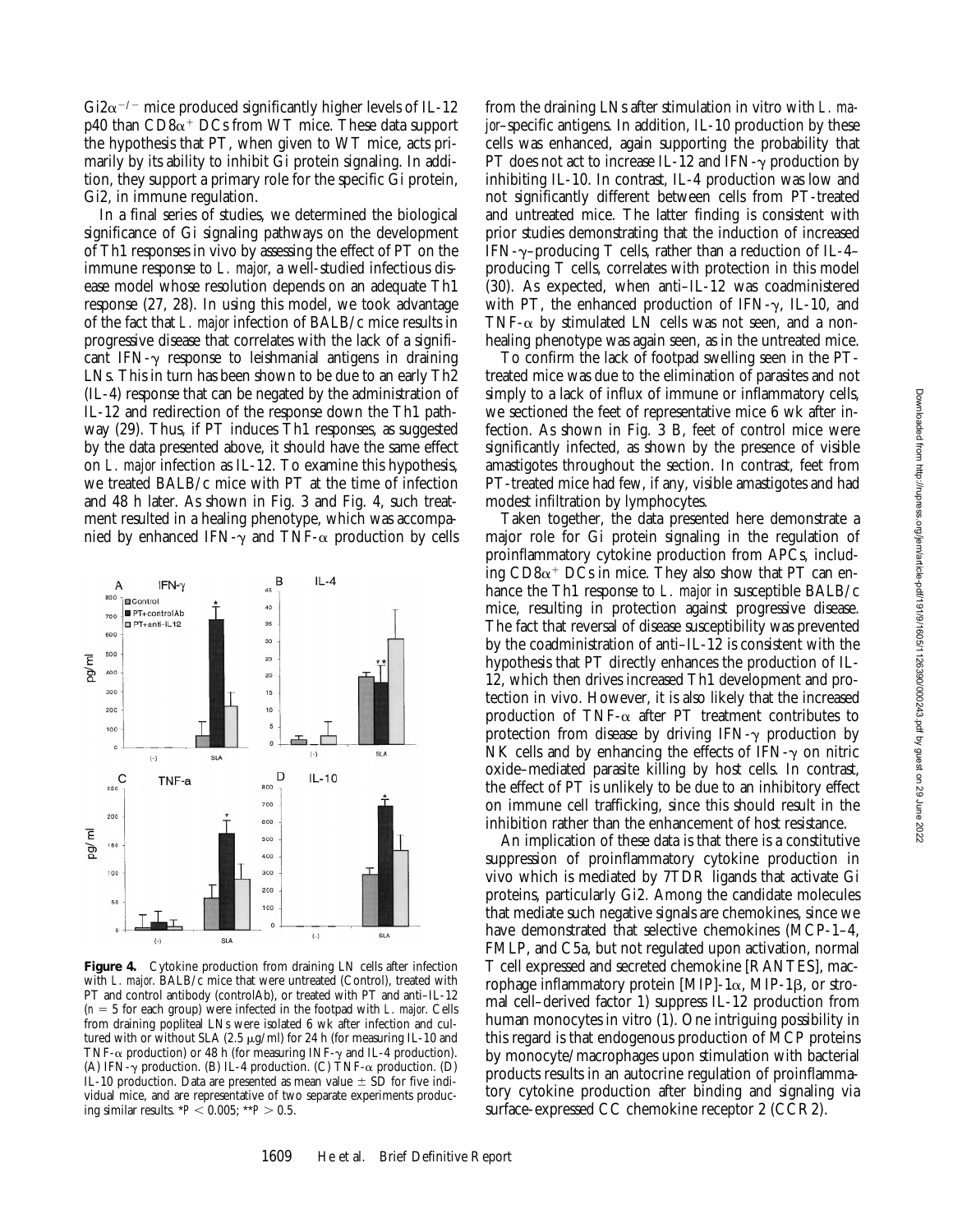Gi2α$^{-/-}$ mice produced significantly higher levels of IL-12 p40 than CD8α$^{+}$ DCs from WT mice. These data support the hypothesis that PT, when given to WT mice, acts primarily by its ability to inhibit Gi protein signaling. In addition, they support a primary role for the specific Gi protein, Gi2, in immune regulation.

In a final series of studies, we determined the biological significance of Gi signaling pathways on the development of Th1 responses in vivo by assessing the effect of PT on the immune response to *L. major*, a well-studied infectious disease model whose resolution depends on an adequate Th1 response (27, 28). In using this model, we took advantage of the fact that *L. major* infection of BALB/c mice results in progressive disease that correlates with the lack of a significant IFN-γ response to leishmanial antigens in draining LNs. This in turn has been shown to be due to an early Th2 (IL-4) response that can be negated by the administration of IL-12 and redirection of the response down the Th1 pathway (29). Thus, if PT induces Th1 responses, as suggested by the data presented above, it should have the same effect on *L. major* infection as IL-12. To examine this hypothesis, we treated BALB/c mice with PT at the time of infection and 48 h later. As shown in Fig. 3 and Fig. 4, such treatment resulted in a healing phenotype, which was accompanied by enhanced IFN-γ and TNF-α production by cells from the draining LNs after stimulation in vitro with *L. major*–specific antigens. In addition, IL-10 production by these cells was enhanced, again supporting the probability that PT does not act to increase IL-12 and IFN-γ production by inhibiting IL-10. In contrast, IL-4 production was low and not significantly different between cells from PT-treated and untreated mice. The latter finding is consistent with prior studies demonstrating that the induction of increased IFN-γ–producing T cells, rather than a reduction of IL-4–producing T cells, correlates with protection in this model (30). As expected, when anti–IL-12 was coadministered with PT, the enhanced production of IFN-γ, IL-10, and TNF-α by stimulated LN cells was not seen, and a nonhealing phenotype was again seen, as in the untreated mice.

**Figure 4.** Cytokine production from draining LN cells after infection with *L. major*. BALB/c mice that were untreated (Control), treated with PT and control antibody (controlAb), or treated with PT and anti–IL-12 ($n = 5$ for each group) were infected in the footpad with *L. major*. Cells from draining popliteal LNs were isolated 6 wk after infection and cultured with or without SLA (2.5 μg/ml) for 24 h (for measuring IL-10 and TNF-α production) or 48 h (for measuring INF-γ and IL-4 production). (A) IFN-γ production. (B) IL-4 production. (C) TNF-α production. (D) IL-10 production. Data are presented as mean value ± SD for five individual mice, and are representative of two separate experiments producing similar results. *$P < 0.005$; **$P > 0.5$.

To confirm the lack of footpad swelling seen in the PT-treated mice was due to the elimination of parasites and not simply to a lack of influx of immune or inflammatory cells, we sectioned the feet of representative mice 6 wk after infection. As shown in Fig. 3 B, feet of control mice were significantly infected, as shown by the presence of visible amastigotes throughout the section. In contrast, feet from PT-treated mice had few, if any, visible amastigotes and had modest infiltration by lymphocytes.

Taken together, the data presented here demonstrate a major role for Gi protein signaling in the regulation of proinflammatory cytokine production from APCs, including CD8α$^{+}$ DCs in mice. They also show that PT can enhance the Th1 response to *L. major* in susceptible BALB/c mice, resulting in protection against progressive disease. The fact that reversal of disease susceptibility was prevented by the coadministration of anti–IL-12 is consistent with the hypothesis that PT directly enhances the production of IL-12, which then drives increased Th1 development and protection in vivo. However, it is also likely that the increased production of TNF-α after PT treatment contributes to protection from disease by driving IFN-γ production by NK cells and by enhancing the effects of IFN-γ on nitric oxide–mediated parasite killing by host cells. In contrast, the effect of PT is unlikely to be due to an inhibitory effect on immune cell trafficking, since this should result in the inhibition rather than the enhancement of host resistance.

An implication of these data is that there is a constitutive suppression of proinflammatory cytokine production in vivo which is mediated by 7TDR ligands that activate Gi proteins, particularly Gi2. Among the candidate molecules that mediate such negative signals are chemokines, since we have demonstrated that selective chemokines (MCP-1–4, FMLP, and C5a, but not regulated upon activation, normal T cell expressed and secreted chemokine [RANTES], macrophage inflammatory protein [MIP]-1α, MIP-1β, or stromal cell–derived factor 1) suppress IL-12 production from human monocytes in vitro (1). One intriguing possibility in this regard is that endogenous production of MCP proteins by monocyte/macrophages upon stimulation with bacterial products results in an autocrine regulation of proinflammatory cytokine production after binding and signaling via surface-expressed CC chemokine receptor 2 (CCR2).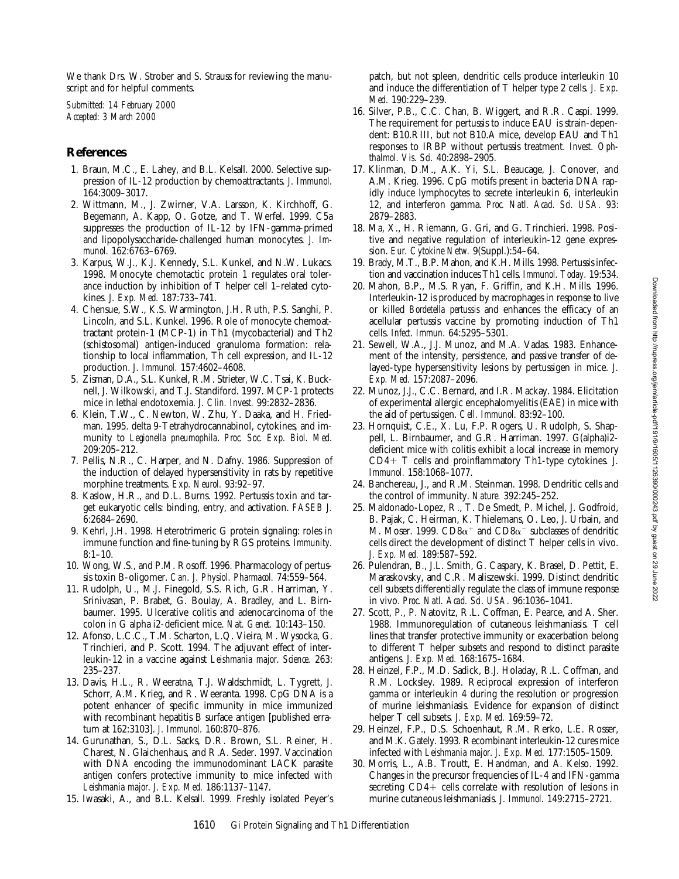We thank Drs. W. Strober and S. Strauss for reviewing the manuscript and for helpful comments.

*Submitted: 14 February 2000*
*Accepted: 3 March 2000*

## References

1. Braun, M.C., E. Lahey, and B.L. Kelsall. 2000. Selective suppression of IL-12 production by chemoattractants. *J. Immunol.* 164:3009–3017.
2. Wittmann, M., J. Zwirner, V.A. Larsson, K. Kirchhoff, G. Begemann, A. Kapp, O. Gotze, and T. Werfel. 1999. C5a suppresses the production of IL-12 by IFN-gamma-primed and lipopolysaccharide-challenged human monocytes. *J. Immunol.* 162:6763–6769.
3. Karpus, W.J., K.J. Kennedy, S.L. Kunkel, and N.W. Lukacs. 1998. Monocyte chemotactic protein 1 regulates oral tolerance induction by inhibition of T helper cell 1–related cytokines. *J. Exp. Med.* 187:733–741.
4. Chensue, S.W., K.S. Warmington, J.H. Ruth, P.S. Sanghi, P. Lincoln, and S.L. Kunkel. 1996. Role of monocyte chemoattractant protein-1 (MCP-1) in Th1 (mycobacterial) and Th2 (schistosomal) antigen-induced granuloma formation: relationship to local inflammation, Th cell expression, and IL-12 production. *J. Immunol.* 157:4602–4608.
5. Zisman, D.A., S.L. Kunkel, R.M. Strieter, W.C. Tsai, K. Bucknell, J. Wilkowski, and T.J. Standiford. 1997. MCP-1 protects mice in lethal endotoxemia. *J. Clin. Invest.* 99:2832–2836.
6. Klein, T.W., C. Newton, W. Zhu, Y. Daaka, and H. Friedman. 1995. delta 9-Tetrahydrocannabinol, cytokines, and immunity to *Legionella pneumophila*. *Proc. Soc. Exp. Biol. Med.* 209:205–212.
7. Pellis, N.R., C. Harper, and N. Dafny. 1986. Suppression of the induction of delayed hypersensitivity in rats by repetitive morphine treatments. *Exp. Neurol.* 93:92–97.
8. Kaslow, H.R., and D.L. Burns. 1992. Pertussis toxin and target eukaryotic cells: binding, entry, and activation. *FASEB J.* 6:2684–2690.
9. Kehrl, J.H. 1998. Heterotrimeric G protein signaling: roles in immune function and fine-tuning by RGS proteins. *Immunity.* 8:1–10.
10. Wong, W.S., and P.M. Rosoff. 1996. Pharmacology of pertussis toxin B-oligomer. *Can. J. Physiol. Pharmacol.* 74:559–564.
11. Rudolph, U., M.J. Finegold, S.S. Rich, G.R. Harriman, Y. Srinivasan, P. Brabet, G. Boulay, A. Bradley, and L. Birnbaumer. 1995. Ulcerative colitis and adenocarcinoma of the colon in G alpha i2-deficient mice. *Nat. Genet.* 10:143–150.
12. Afonso, L.C.C., T.M. Scharton, L.Q. Vieira, M. Wysocka, G. Trinchieri, and P. Scott. 1994. The adjuvant effect of interleukin-12 in a vaccine against *Leishmania major*. *Science.* 263:235–237.
13. Davis, H.L., R. Weeratna, T.J. Waldschmidt, L. Tygrett, J. Schorr, A.M. Krieg, and R. Weeranta. 1998. CpG DNA is a potent enhancer of specific immunity in mice immunized with recombinant hepatitis B surface antigen [published erratum at 162:3103]. *J. Immunol.* 160:870–876.
14. Gurunathan, S., D.L. Sacks, D.R. Brown, S.L. Reiner, H. Charest, N. Glaichenhaus, and R.A. Seder. 1997. Vaccination with DNA encoding the immunodominant LACK parasite antigen confers protective immunity to mice infected with *Leishmania major*. *J. Exp. Med.* 186:1137–1147.
15. Iwasaki, A., and B.L. Kelsall. 1999. Freshly isolated Peyer's patch, but not spleen, dendritic cells produce interleukin 10 and induce the differentiation of T helper type 2 cells. *J. Exp. Med.* 190:229–239.
16. Silver, P.B., C.C. Chan, B. Wiggert, and R.R. Caspi. 1999. The requirement for pertussis to induce EAU is strain-dependent: B10.RIII, but not B10.A mice, develop EAU and Th1 responses to IRBP without pertussis treatment. *Invest. Ophthalmol. Vis. Sci.* 40:2898–2905.
17. Klinman, D.M., A.K. Yi, S.L. Beaucage, J. Conover, and A.M. Krieg. 1996. CpG motifs present in bacteria DNA rapidly induce lymphocytes to secrete interleukin 6, interleukin 12, and interferon gamma. *Proc. Natl. Acad. Sci. USA.* 93:2879–2883.
18. Ma, X., H. Riemann, G. Gri, and G. Trinchieri. 1998. Positive and negative regulation of interleukin-12 gene expression. *Eur. Cytokine Netw.* 9(Suppl.):54–64.
19. Brady, M.T., B.P. Mahon, and K.H. Mills. 1998. Pertussis infection and vaccination induces Th1 cells. *Immunol. Today.* 19:534.
20. Mahon, B.P., M.S. Ryan, F. Griffin, and K.H. Mills. 1996. Interleukin-12 is produced by macrophages in response to live or killed *Bordetella pertussis* and enhances the efficacy of an acellular pertussis vaccine by promoting induction of Th1 cells. *Infect. Immun.* 64:5295–5301.
21. Sewell, W.A., J.J. Munoz, and M.A. Vadas. 1983. Enhancement of the intensity, persistence, and passive transfer of delayed-type hypersensitivity lesions by pertussigen in mice. *J. Exp. Med.* 157:2087–2096.
22. Munoz, J.J., C.C. Bernard, and I.R. Mackay. 1984. Elicitation of experimental allergic encephalomyelitis (EAE) in mice with the aid of pertussigen. *Cell. Immunol.* 83:92–100.
23. Hornquist, C.E., X. Lu, F.P. Rogers, U. Rudolph, S. Shappell, L. Birnbaumer, and G.R. Harriman. 1997. G(alpha)i2-deficient mice with colitis exhibit a local increase in memory CD4+ T cells and proinflammatory Th1-type cytokines. *J. Immunol.* 158:1068–1077.
24. Banchereau, J., and R.M. Steinman. 1998. Dendritic cells and the control of immunity. *Nature.* 392:245–252.
25. Maldonado-Lopez, R., T. De Smedt, P. Michel, J. Godfroid, B. Pajak, C. Heirman, K. Thielemans, O. Leo, J. Urbain, and M. Moser. 1999. $CD8\alpha^+$ and $CD8\alpha^-$ subclasses of dendritic cells direct the development of distinct T helper cells in vivo. *J. Exp. Med.* 189:587–592.
26. Pulendran, B., J.L. Smith, G. Caspary, K. Brasel, D. Pettit, E. Maraskovsky, and C.R. Maliszewski. 1999. Distinct dendritic cell subsets differentially regulate the class of immune response in vivo. *Proc. Natl. Acad. Sci. USA.* 96:1036–1041.
27. Scott, P., P. Natovitz, R.L. Coffman, E. Pearce, and A. Sher. 1988. Immunoregulation of cutaneous leishmaniasis. T cell lines that transfer protective immunity or exacerbation belong to different T helper subsets and respond to distinct parasite antigens. *J. Exp. Med.* 168:1675–1684.
28. Heinzel, F.P., M.D. Sadick, B.J. Holaday, R.L. Coffman, and R.M. Locksley. 1989. Reciprocal expression of interferon gamma or interleukin 4 during the resolution or progression of murine leishmaniasis. Evidence for expansion of distinct helper T cell subsets. *J. Exp. Med.* 169:59–72.
29. Heinzel, F.P., D.S. Schoenhaut, R.M. Rerko, L.E. Rosser, and M.K. Gately. 1993. Recombinant interleukin-12 cures mice infected with *Leishmania major*. *J. Exp. Med.* 177:1505–1509.
30. Morris, L., A.B. Troutt, E. Handman, and A. Kelso. 1992. Changes in the precursor frequencies of IL-4 and IFN-gamma secreting CD4+ cells correlate with resolution of lesions in murine cutaneous leishmaniasis. *J. Immunol.* 149:2715–2721.